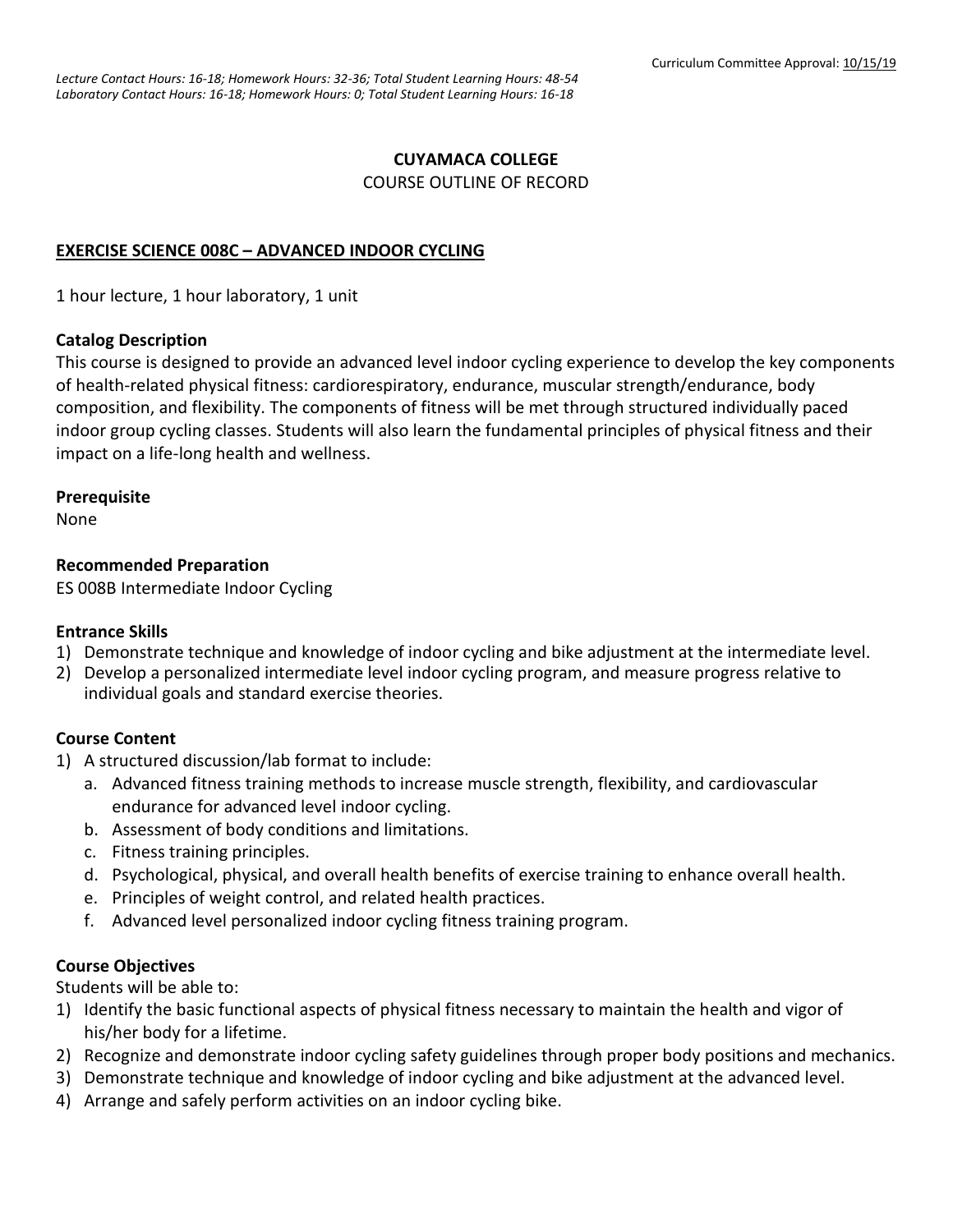*Lecture Contact Hours: 16-18; Homework Hours: 32-36; Total Student Learning Hours: 48-54*
*Laboratory Contact Hours: 16-18; Homework Hours: 0; Total Student Learning Hours: 16-18*

Curriculum Committee Approval: 10/15/19

**CUYAMACA COLLEGE**

COURSE OUTLINE OF RECORD

## EXERCISE SCIENCE 008C – ADVANCED INDOOR CYCLING

1 hour lecture, 1 hour laboratory, 1 unit

### Catalog Description

This course is designed to provide an advanced level indoor cycling experience to develop the key components of health-related physical fitness: cardiorespiratory, endurance, muscular strength/endurance, body composition, and flexibility. The components of fitness will be met through structured individually paced indoor group cycling classes. Students will also learn the fundamental principles of physical fitness and their impact on a life-long health and wellness.

### Prerequisite

None

### Recommended Preparation

ES 008B Intermediate Indoor Cycling

### Entrance Skills

1) Demonstrate technique and knowledge of indoor cycling and bike adjustment at the intermediate level.
2) Develop a personalized intermediate level indoor cycling program, and measure progress relative to individual goals and standard exercise theories.

### Course Content

1) A structured discussion/lab format to include:
   a. Advanced fitness training methods to increase muscle strength, flexibility, and cardiovascular endurance for advanced level indoor cycling.
   b. Assessment of body conditions and limitations.
   c. Fitness training principles.
   d. Psychological, physical, and overall health benefits of exercise training to enhance overall health.
   e. Principles of weight control, and related health practices.
   f. Advanced level personalized indoor cycling fitness training program.

### Course Objectives

Students will be able to:

1) Identify the basic functional aspects of physical fitness necessary to maintain the health and vigor of his/her body for a lifetime.
2) Recognize and demonstrate indoor cycling safety guidelines through proper body positions and mechanics.
3) Demonstrate technique and knowledge of indoor cycling and bike adjustment at the advanced level.
4) Arrange and safely perform activities on an indoor cycling bike.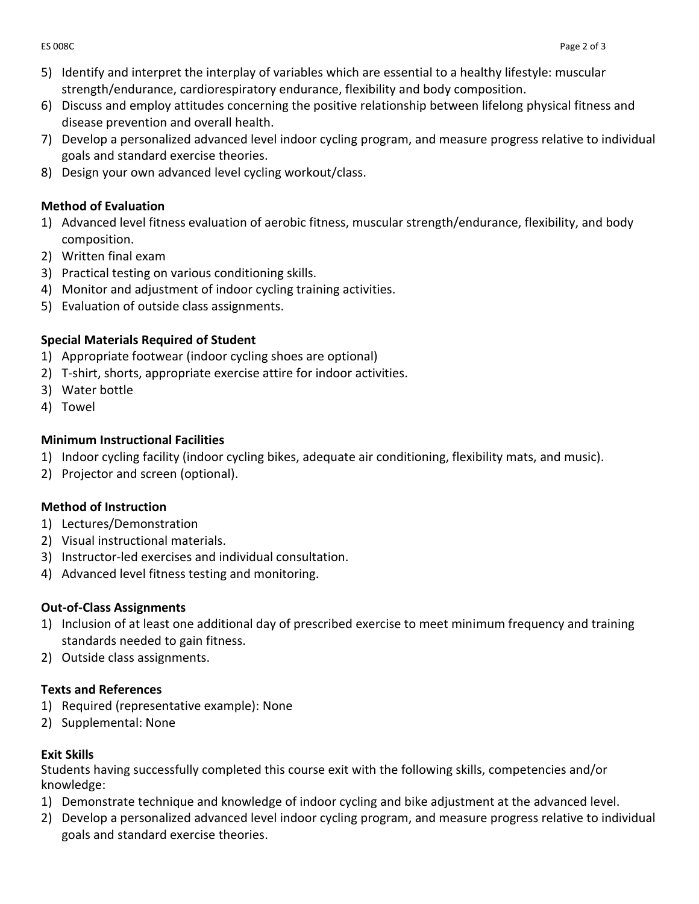5) Identify and interpret the interplay of variables which are essential to a healthy lifestyle: muscular strength/endurance, cardiorespiratory endurance, flexibility and body composition.
6) Discuss and employ attitudes concerning the positive relationship between lifelong physical fitness and disease prevention and overall health.
7) Develop a personalized advanced level indoor cycling program, and measure progress relative to individual goals and standard exercise theories.
8) Design your own advanced level cycling workout/class.

**Method of Evaluation**

1) Advanced level fitness evaluation of aerobic fitness, muscular strength/endurance, flexibility, and body composition.
2) Written final exam
3) Practical testing on various conditioning skills.
4) Monitor and adjustment of indoor cycling training activities.
5) Evaluation of outside class assignments.

**Special Materials Required of Student**

1) Appropriate footwear (indoor cycling shoes are optional)
2) T-shirt, shorts, appropriate exercise attire for indoor activities.
3) Water bottle
4) Towel

**Minimum Instructional Facilities**

1) Indoor cycling facility (indoor cycling bikes, adequate air conditioning, flexibility mats, and music).
2) Projector and screen (optional).

**Method of Instruction**

1) Lectures/Demonstration
2) Visual instructional materials.
3) Instructor-led exercises and individual consultation.
4) Advanced level fitness testing and monitoring.

**Out-of-Class Assignments**

1) Inclusion of at least one additional day of prescribed exercise to meet minimum frequency and training standards needed to gain fitness.
2) Outside class assignments.

**Texts and References**

1) Required (representative example): None
2) Supplemental: None

**Exit Skills**

Students having successfully completed this course exit with the following skills, competencies and/or knowledge:

1) Demonstrate technique and knowledge of indoor cycling and bike adjustment at the advanced level.
2) Develop a personalized advanced level indoor cycling program, and measure progress relative to individual goals and standard exercise theories.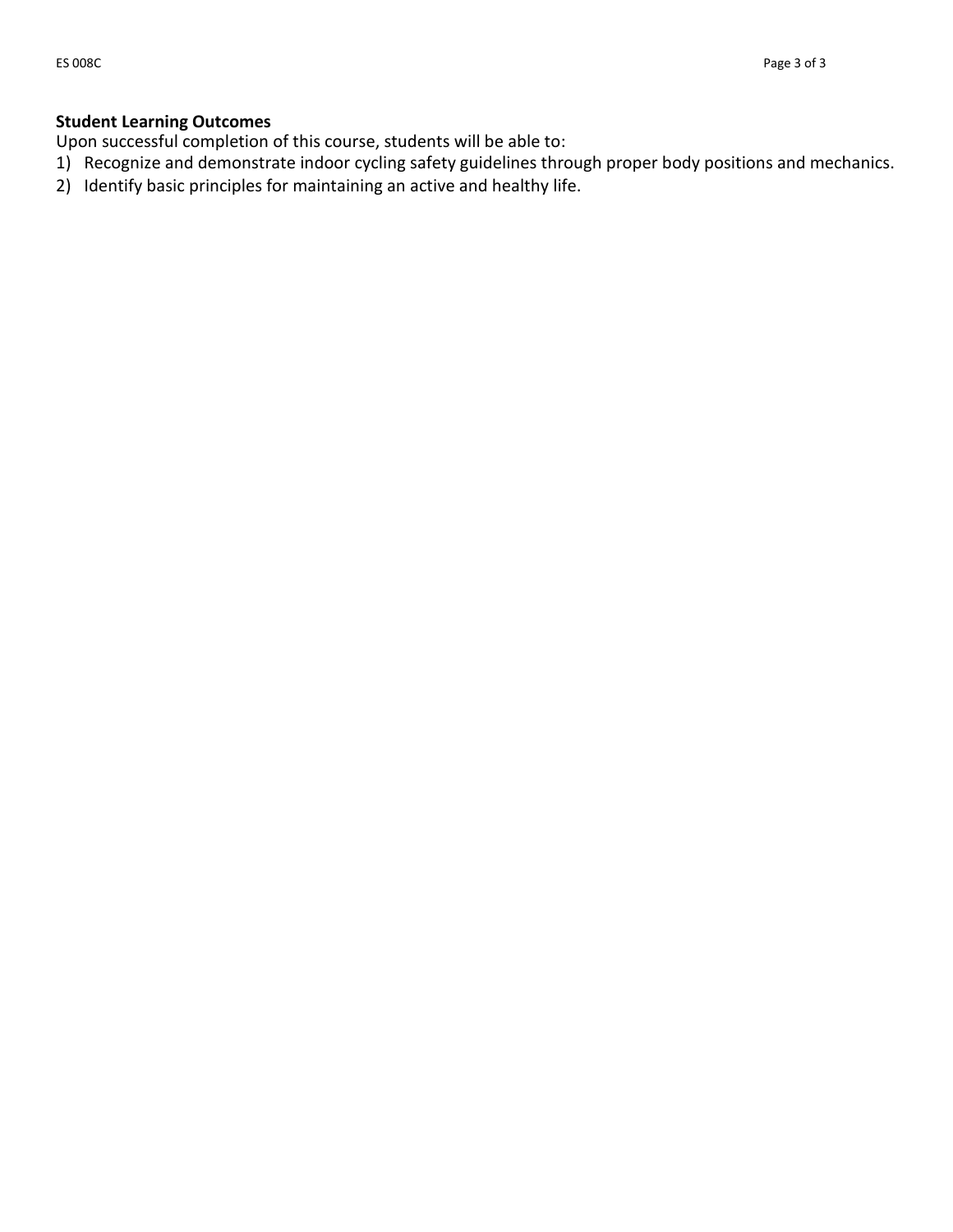**Student Learning Outcomes**

Upon successful completion of this course, students will be able to:

1) Recognize and demonstrate indoor cycling safety guidelines through proper body positions and mechanics.
2) Identify basic principles for maintaining an active and healthy life.